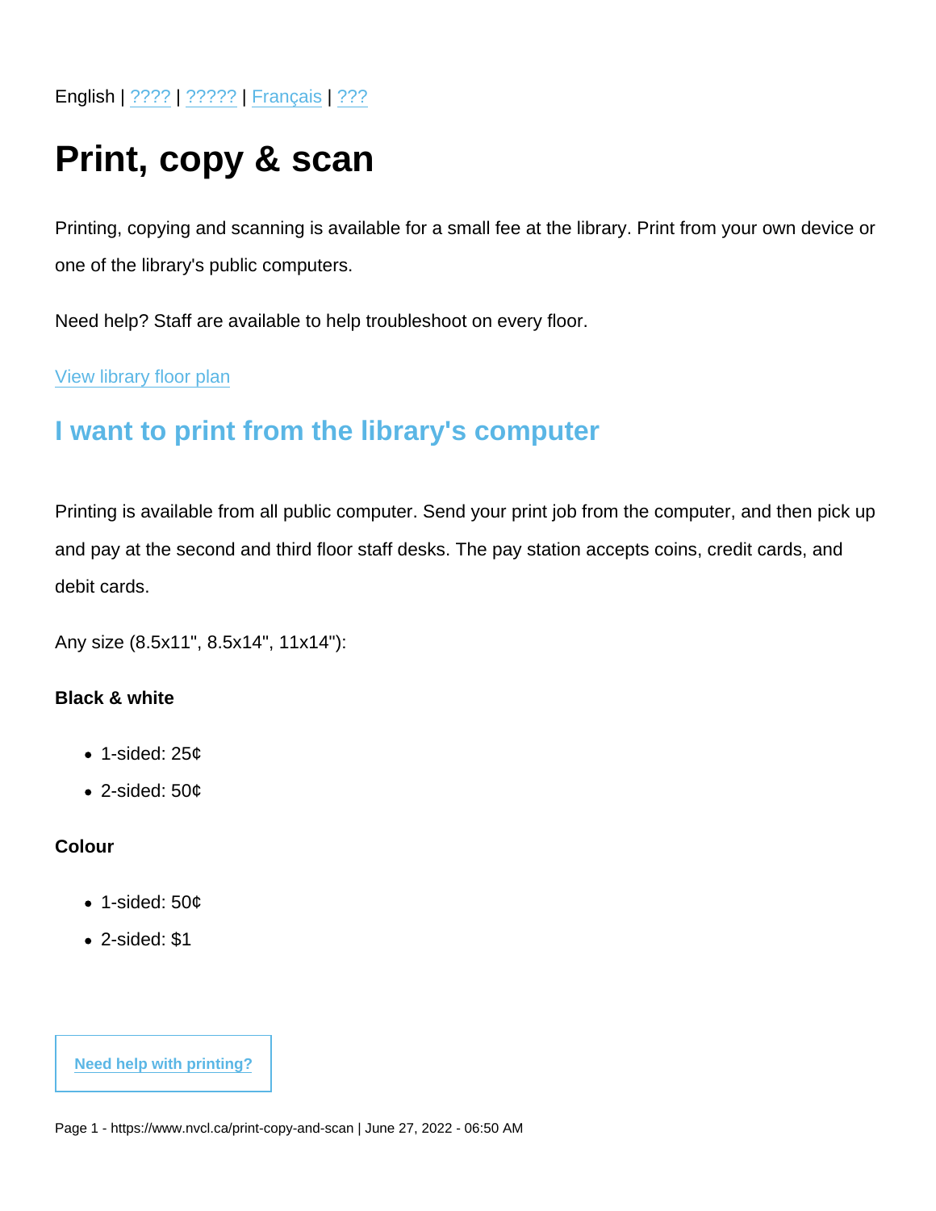English | ???? | ????? | Français | ???

# Print, copy & scan

Printing, copying and scanning is available for a small fee at the library. Print from your own device or one of the library's public computers.

Need help? Staff are available to help troubleshoot on every floor.

View library floor plan

## I want to print from the library's computer

Printing is available from all public computer. Send your print job from the computer, and then pick up and pay at the second and third floor staff desks. The pay station accepts coins, credit cards, and debit cards.

Any size (8.5x11", 8.5x14", 11x14"):

**Black & white**

- 1-sided: 25¢
- 2-sided: 50¢

**Colour**

- 1-sided: 50¢
- 2-sided: $1

**Need help with printing?**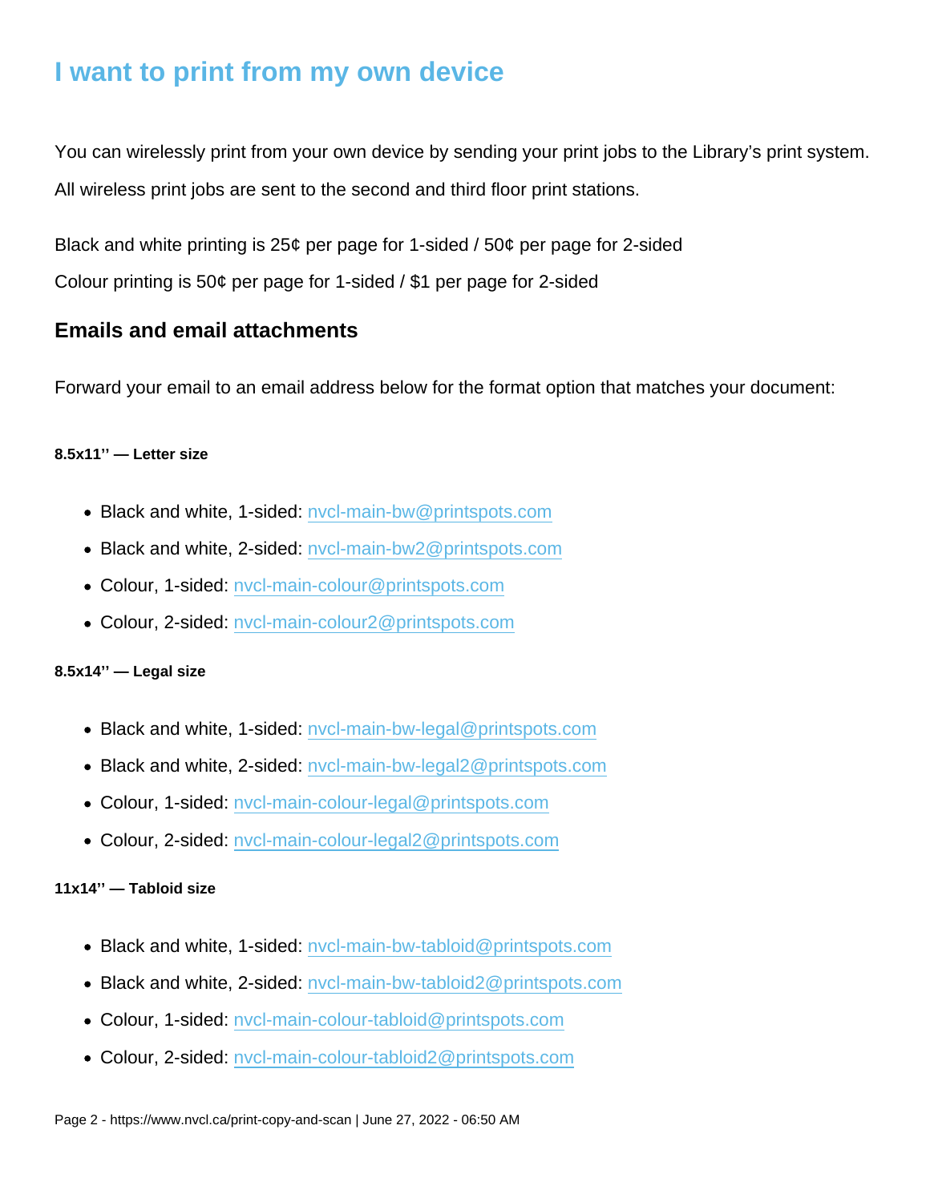# I want to print from my own device

You can wirelessly print from your own device by sending your print jobs to the Library's print system. All wireless print jobs are sent to the second and third floor print stations.

Black and white printing is 25¢ per page for 1-sided / 50¢ per page for 2-sided

Colour printing is 50¢ per page for 1-sided / $1 per page for 2-sided

## Emails and email attachments

Forward your email to an email address below for the format option that matches your document:

#### 8.5x11'' — Letter size

- Black and white, 1-sided: nvcl-main-bw@printspots.com
- Black and white, 2-sided: nvcl-main-bw2@printspots.com
- Colour, 1-sided: nvcl-main-colour@printspots.com
- Colour, 2-sided: nvcl-main-colour2@printspots.com

#### 8.5x14'' — Legal size

- Black and white, 1-sided: nvcl-main-bw-legal@printspots.com
- Black and white, 2-sided: nvcl-main-bw-legal2@printspots.com
- Colour, 1-sided: nvcl-main-colour-legal@printspots.com
- Colour, 2-sided: nvcl-main-colour-legal2@printspots.com

#### 11x14'' — Tabloid size

- Black and white, 1-sided: nvcl-main-bw-tabloid@printspots.com
- Black and white, 2-sided: nvcl-main-bw-tabloid2@printspots.com
- Colour, 1-sided: nvcl-main-colour-tabloid@printspots.com
- Colour, 2-sided: nvcl-main-colour-tabloid2@printspots.com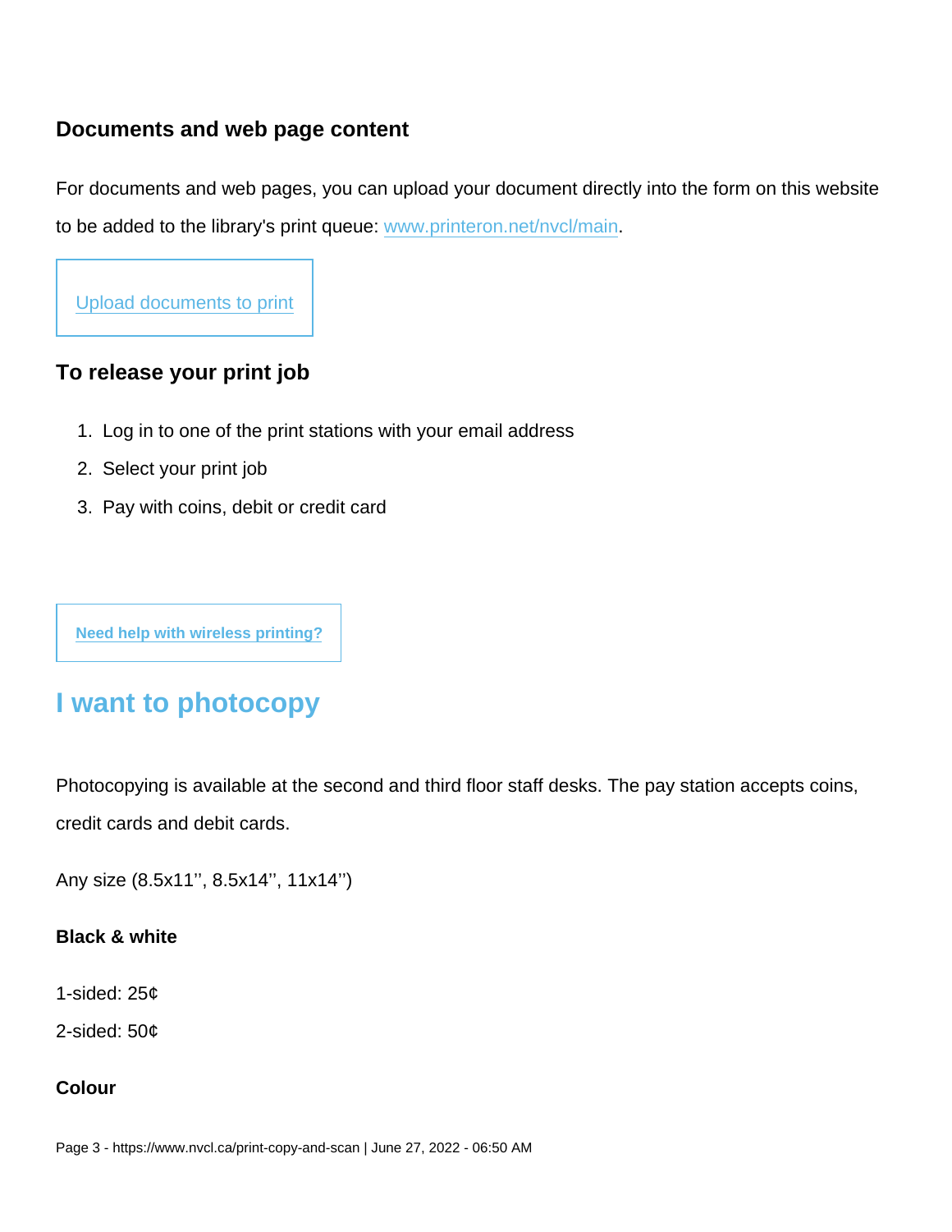### Documents and web page content

For documents and web pages, you can upload your document directly into the form on this website to be added to the library's print queue: [www.printeron.net/nvcl/main](www.printeron.net/nvcl/main).

[Upload documents to print]

### To release your print job

1. Log in to one of the print stations with your email address
2. Select your print job
3. Pay with coins, debit or credit card

**[Need help with wireless printing?]**

## I want to photocopy

Photocopying is available at the second and third floor staff desks. The pay station accepts coins, credit cards and debit cards.

Any size (8.5x11'', 8.5x14'', 11x14'')

**Black & white**

1-sided: 25¢

2-sided: 50¢

**Colour**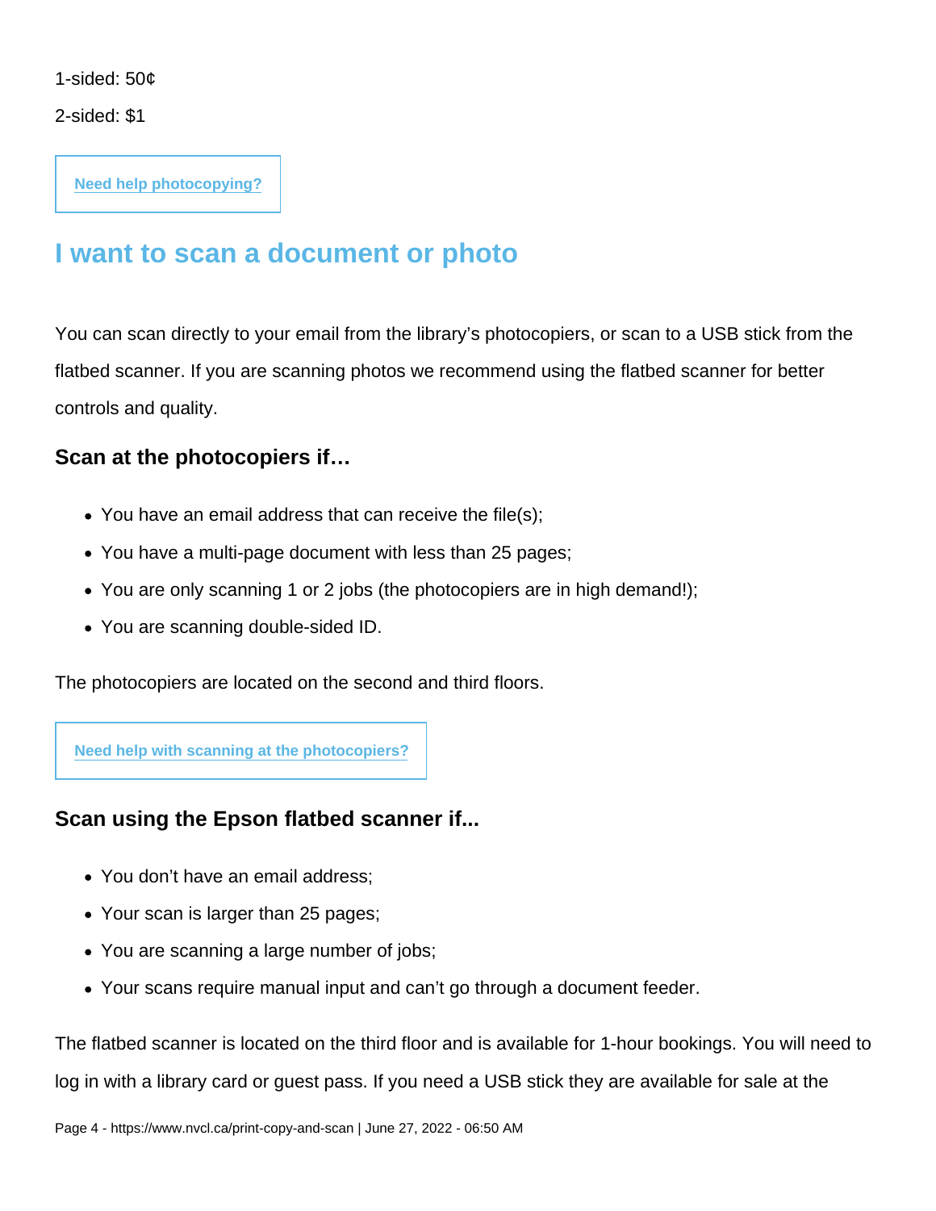1-sided: 50¢

2-sided: $1

Need help photocopying?

## I want to scan a document or photo

You can scan directly to your email from the library's photocopiers, or scan to a USB stick from the flatbed scanner. If you are scanning photos we recommend using the flatbed scanner for better controls and quality.

### Scan at the photocopiers if…

- You have an email address that can receive the file(s);
- You have a multi-page document with less than 25 pages;
- You are only scanning 1 or 2 jobs (the photocopiers are in high demand!);
- You are scanning double-sided ID.

The photocopiers are located on the second and third floors.

Need help with scanning at the photocopiers?

### Scan using the Epson flatbed scanner if...

- You don't have an email address;
- Your scan is larger than 25 pages;
- You are scanning a large number of jobs;
- Your scans require manual input and can't go through a document feeder.

The flatbed scanner is located on the third floor and is available for 1-hour bookings. You will need to log in with a library card or guest pass. If you need a USB stick they are available for sale at the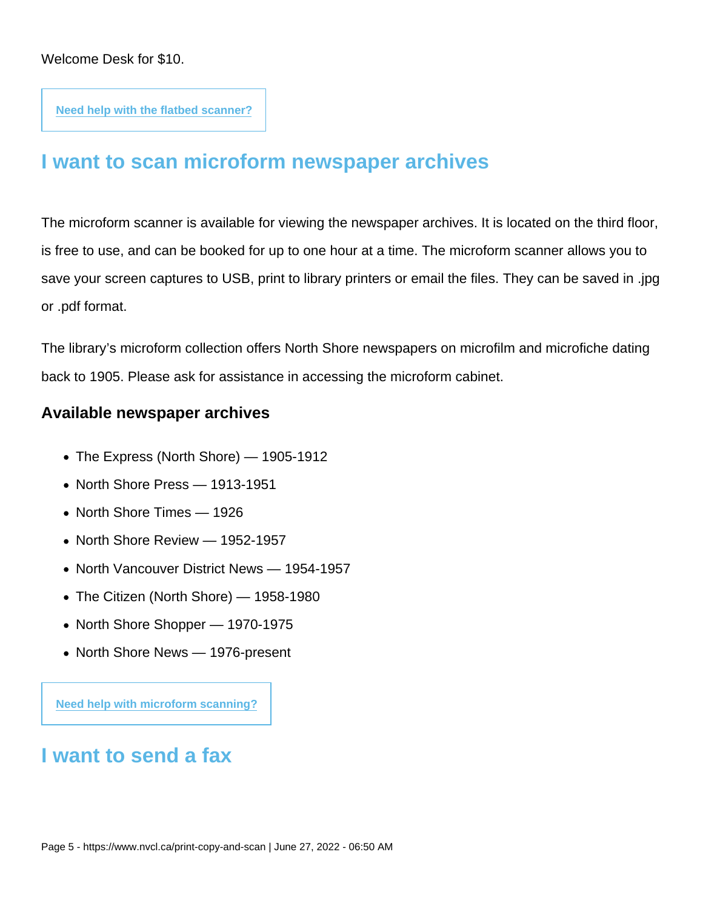Welcome Desk for $10.

[Need help with the flatbed scanner?]

## I want to scan microform newspaper archives

The microform scanner is available for viewing the newspaper archives. It is located on the third floor, is free to use, and can be booked for up to one hour at a time. The microform scanner allows you to save your screen captures to USB, print to library printers or email the files. They can be saved in .jpg or .pdf format.

The library's microform collection offers North Shore newspapers on microfilm and microfiche dating back to 1905. Please ask for assistance in accessing the microform cabinet.

### Available newspaper archives

- The Express (North Shore) — 1905-1912
- North Shore Press — 1913-1951
- North Shore Times — 1926
- North Shore Review — 1952-1957
- North Vancouver District News — 1954-1957
- The Citizen (North Shore) — 1958-1980
- North Shore Shopper — 1970-1975
- North Shore News — 1976-present

[Need help with microform scanning?]

## I want to send a fax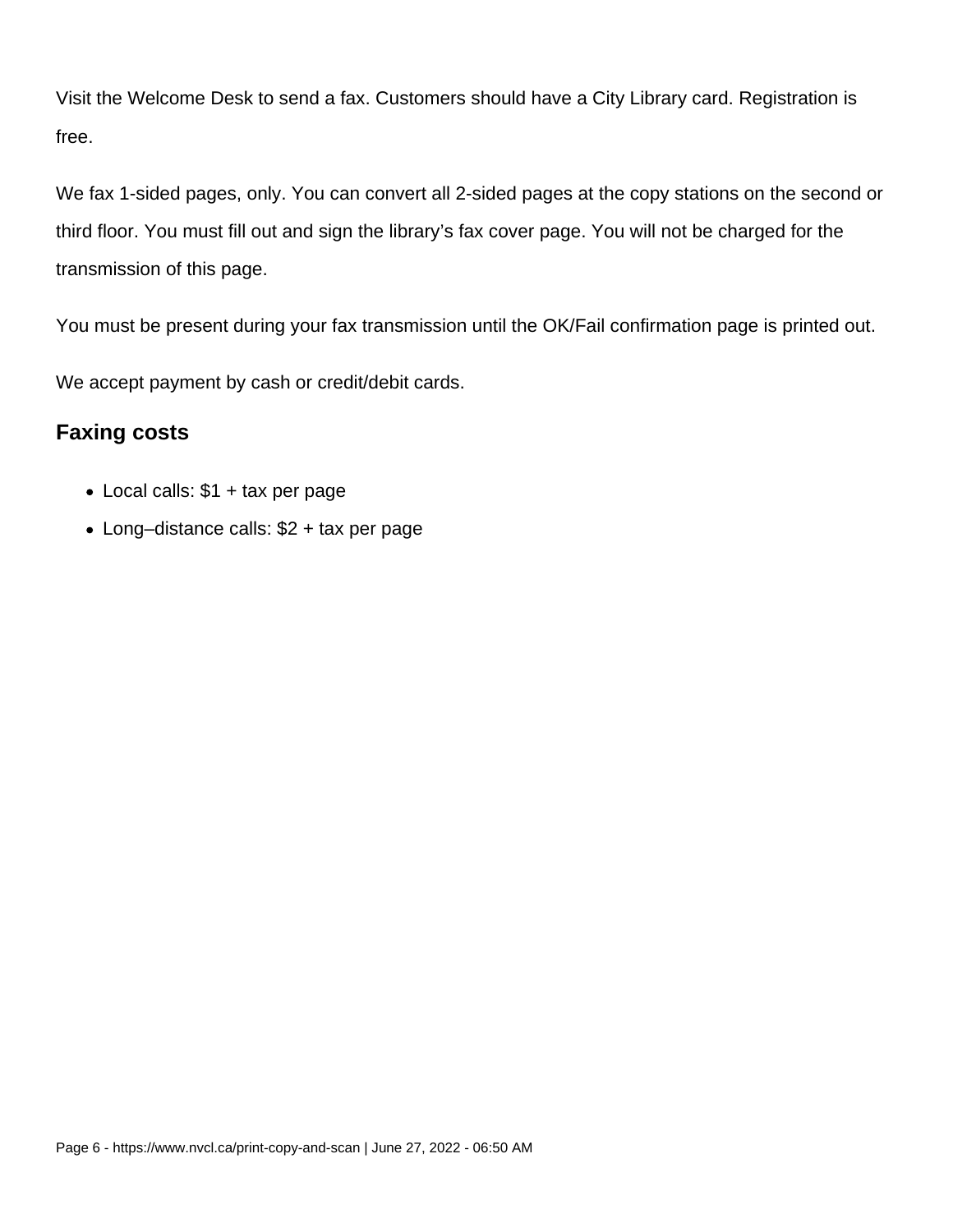Visit the Welcome Desk to send a fax. Customers should have a City Library card. Registration is free.

We fax 1-sided pages, only. You can convert all 2-sided pages at the copy stations on the second or third floor. You must fill out and sign the library's fax cover page. You will not be charged for the transmission of this page.

You must be present during your fax transmission until the OK/Fail confirmation page is printed out.

We accept payment by cash or credit/debit cards.

## Faxing costs

- Local calls: $1 + tax per page
- Long–distance calls: $2 + tax per page